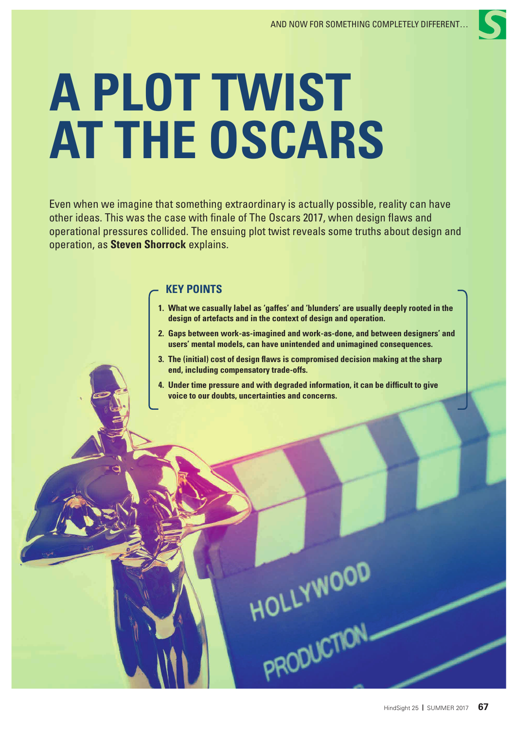# A PLOT TWIST AT THE OSCARS

Even when we imagine that something extraordinary is actually possible, reality can have other ideas. This was the case with finale of The Oscars 2017, when design flaws and operational pressures collided. The ensuing plot twist reveals some truths about design and operation, as **Steven Shorrock** explains.

## KEY POINTS

1. **What we casually label as 'gaffes' and 'blunders' are usually deeply rooted in the design of artefacts and in the context of design and operation.**
2. **Gaps between work-as-imagined and work-as-done, and between designers' and users' mental models, can have unintended and unimagined consequences.**
3. **The (initial) cost of design flaws is compromised decision making at the sharp end, including compensatory trade-offs.**
4. **Under time pressure and with degraded information, it can be difficult to give voice to our doubts, uncertainties and concerns.**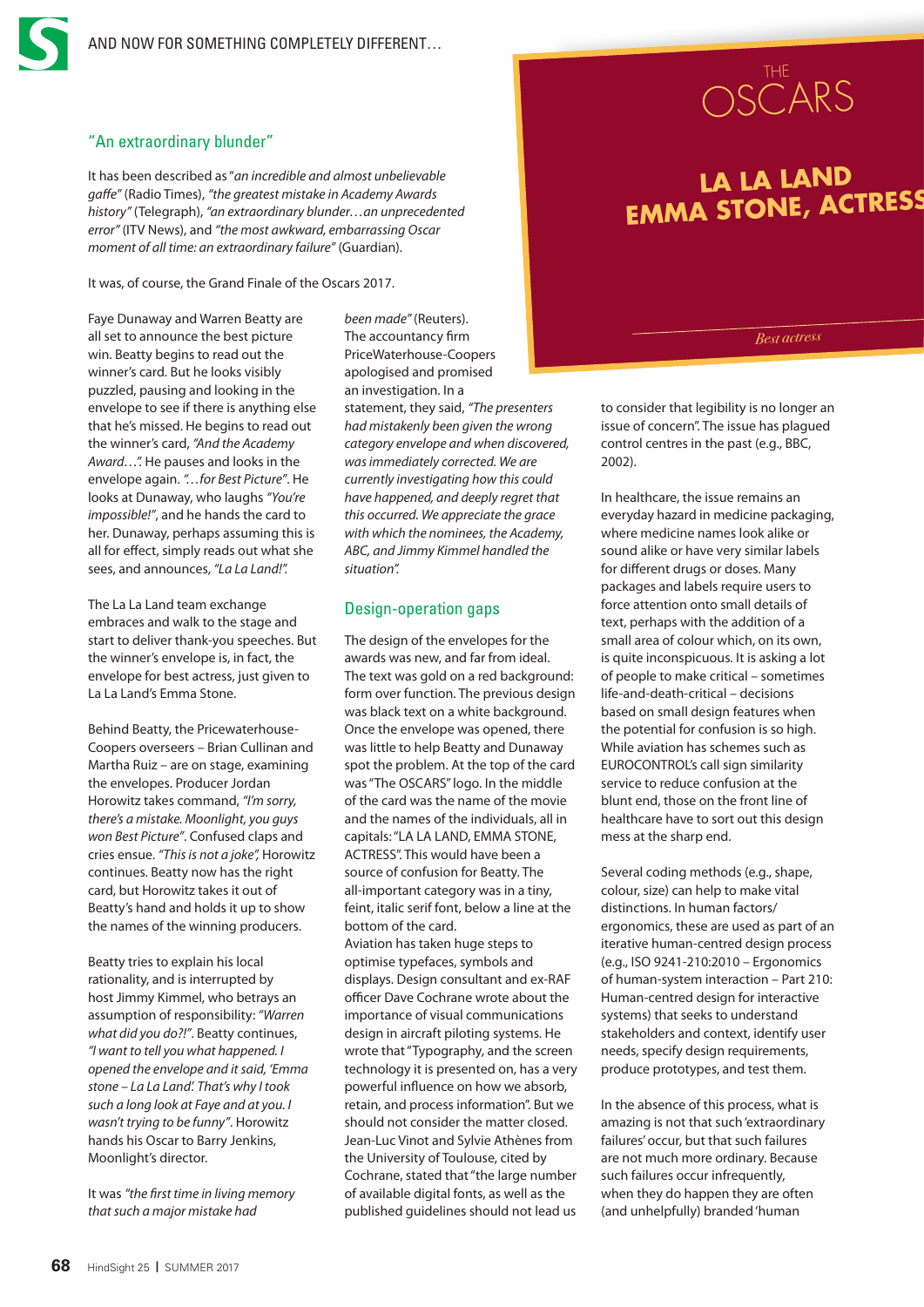## "An extraordinary blunder"

It has been described as "*an incredible and almost unbelievable gaffe*" (Radio Times), *"the greatest mistake in Academy Awards history"* (Telegraph), *"an extraordinary blunder…an unprecedented error"* (ITV News), and *"the most awkward, embarrassing Oscar moment of all time: an extraordinary failure"* (Guardian).

It was, of course, the Grand Finale of the Oscars 2017.

Faye Dunaway and Warren Beatty are all set to announce the best picture win. Beatty begins to read out the winner's card. But he looks visibly puzzled, pausing and looking in the envelope to see if there is anything else that he's missed. He begins to read out the winner's card, *"And the Academy Award…"*. He pauses and looks in the envelope again. *"…for Best Picture"*. He looks at Dunaway, who laughs *"You're impossible!"*, and he hands the card to her. Dunaway, perhaps assuming this is all for effect, simply reads out what she sees, and announces, *"La La Land!"*.

The La La Land team exchange embraces and walk to the stage and start to deliver thank-you speeches. But the winner's envelope is, in fact, the envelope for best actress, just given to La La Land's Emma Stone.

Behind Beatty, the Pricewaterhouse-Coopers overseers – Brian Cullinan and Martha Ruiz – are on stage, examining the envelopes. Producer Jordan Horowitz takes command, *"I'm sorry, there's a mistake. Moonlight, you guys won Best Picture"*. Confused claps and cries ensue. *"This is not a joke"*, Horowitz continues. Beatty now has the right card, but Horowitz takes it out of Beatty's hand and holds it up to show the names of the winning producers.

Beatty tries to explain his local rationality, and is interrupted by host Jimmy Kimmel, who betrays an assumption of responsibility: *"Warren what did you do?!"*. Beatty continues, *"I want to tell you what happened. I opened the envelope and it said, 'Emma stone – La La Land'. That's why I took such a long look at Faye and at you. I wasn't trying to be funny"*. Horowitz hands his Oscar to Barry Jenkins, Moonlight's director.

It was *"the first time in living memory that such a major mistake had been made"* (Reuters). The accountancy firm PriceWaterhouse-Coopers apologised and promised an investigation. In a statement, they said, *"The presenters had mistakenly been given the wrong category envelope and when discovered, was immediately corrected. We are currently investigating how this could have happened, and deeply regret that this occurred. We appreciate the grace with which the nominees, the Academy, ABC, and Jimmy Kimmel handled the situation"*.

THE OSCARS

LA LA LAND
EMMA STONE, ACTRESS

*Best actress*

## Design-operation gaps

The design of the envelopes for the awards was new, and far from ideal. The text was gold on a red background: form over function. The previous design was black text on a white background. Once the envelope was opened, there was little to help Beatty and Dunaway spot the problem. At the top of the card was "The OSCARS" logo. In the middle of the card was the name of the movie and the names of the individuals, all in capitals: "LA LA LAND, EMMA STONE, ACTRESS". This would have been a source of confusion for Beatty. The all-important category was in a tiny, feint, italic serif font, below a line at the bottom of the card.

Aviation has taken huge steps to optimise typefaces, symbols and displays. Design consultant and ex-RAF officer Dave Cochrane wrote about the importance of visual communications design in aircraft piloting systems. He wrote that "Typography, and the screen technology it is presented on, has a very powerful influence on how we absorb, retain, and process information". But we should not consider the matter closed. Jean-Luc Vinot and Sylvie Athènes from the University of Toulouse, cited by Cochrane, stated that "the large number of available digital fonts, as well as the published guidelines should not lead us to consider that legibility is no longer an issue of concern". The issue has plagued control centres in the past (e.g., BBC, 2002).

In healthcare, the issue remains an everyday hazard in medicine packaging, where medicine names look alike or sound alike or have very similar labels for different drugs or doses. Many packages and labels require users to force attention onto small details of text, perhaps with the addition of a small area of colour which, on its own, is quite inconspicuous. It is asking a lot of people to make critical – sometimes life-and-death-critical – decisions based on small design features when the potential for confusion is so high. While aviation has schemes such as EUROCONTROL's call sign similarity service to reduce confusion at the blunt end, those on the front line of healthcare have to sort out this design mess at the sharp end.

Several coding methods (e.g., shape, colour, size) can help to make vital distinctions. In human factors/ergonomics, these are used as part of an iterative human-centred design process (e.g., ISO 9241-210:2010 – Ergonomics of human-system interaction – Part 210: Human-centred design for interactive systems) that seeks to understand stakeholders and context, identify user needs, specify design requirements, produce prototypes, and test them.

In the absence of this process, what is amazing is not that such 'extraordinary failures' occur, but that such failures are not much more ordinary. Because such failures occur infrequently, when they do happen they are often (and unhelpfully) branded 'human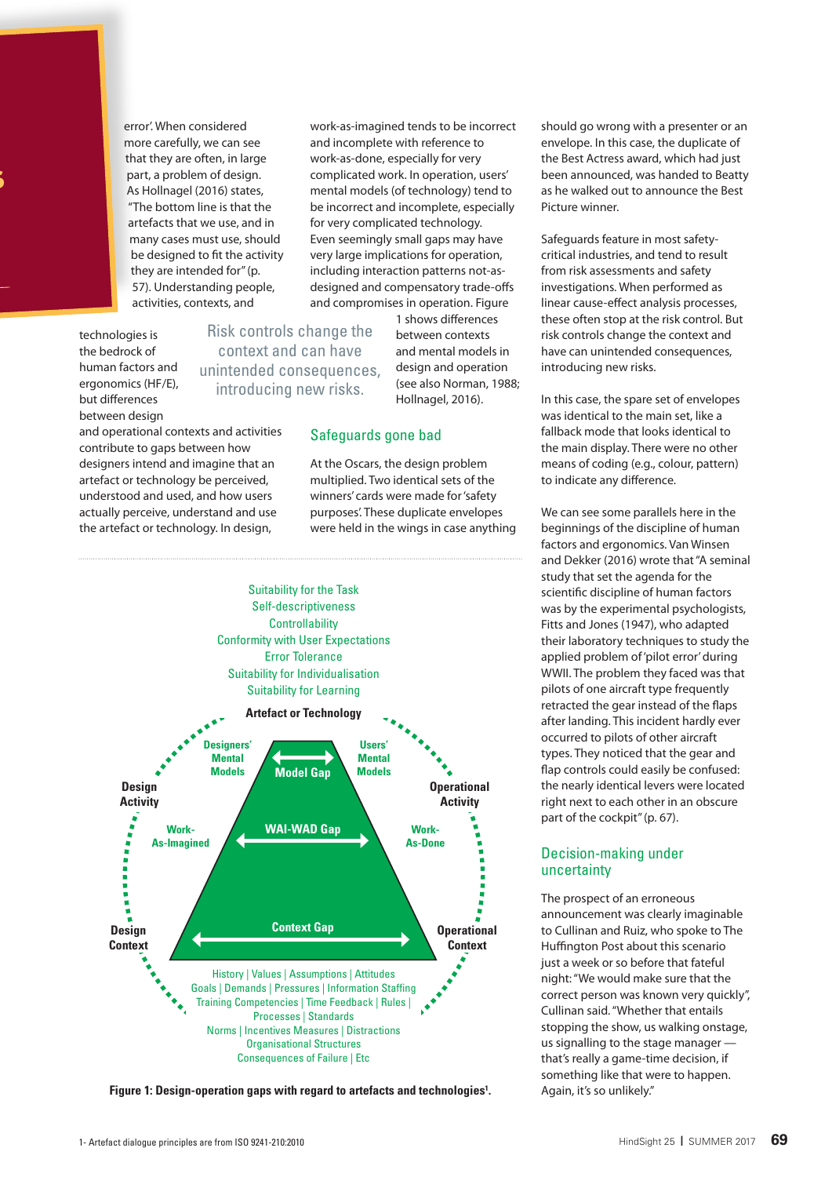error'. When considered more carefully, we can see that they are often, in large part, a problem of design. As Hollnagel (2016) states, "The bottom line is that the artefacts that we use, and in many cases must use, should be designed to fit the activity they are intended for" (p. 57). Understanding people, activities, contexts, and technologies is the bedrock of human factors and ergonomics (HF/E), but differences between design and operational contexts and activities contribute to gaps between how designers intend and imagine that an artefact or technology be perceived, understood and used, and how users actually perceive, understand and use the artefact or technology. In design, work-as-imagined tends to be incorrect and incomplete with reference to work-as-done, especially for very complicated work. In operation, users' mental models (of technology) tend to be incorrect and incomplete, especially for very complicated technology. Even seemingly small gaps may have very large implications for operation, including interaction patterns not-as-designed and compensatory trade-offs and compromises in operation. Figure 1 shows differences between contexts and mental models in design and operation (see also Norman, 1988; Hollnagel, 2016).

> Risk controls change the context and can have unintended consequences, introducing new risks.

## Safeguards gone bad

At the Oscars, the design problem multiplied. Two identical sets of the winners' cards were made for 'safety purposes'. These duplicate envelopes were held in the wings in case anything should go wrong with a presenter or an envelope. In this case, the duplicate of the Best Actress award, which had just been announced, was handed to Beatty as he walked out to announce the Best Picture winner.

Safeguards feature in most safety-critical industries, and tend to result from risk assessments and safety investigations. When performed as linear cause-effect analysis processes, these often stop at the risk control. But risk controls change the context and safety have can unintended consequences, introducing new risks.

In this case, the spare set of envelopes was identical to the main set, like a fallback mode that looks identical to the main display. There were no other means of coding (e.g., colour, pattern) to indicate any difference.

We can see some parallels here in the beginnings of the discipline of human factors and ergonomics. Van Winsen and Dekker (2016) wrote that "A seminal study that set the agenda for the scientific discipline of human factors was by the experimental psychologists, Fitts and Jones (1947), who adapted their laboratory techniques to study the applied problem of 'pilot error' during WWII. The problem they faced was that pilots of one aircraft type frequently retracted the gear instead of the flaps after landing. This incident hardly ever occurred to pilots of other aircraft types. They noticed that the gear and flap controls could easily be confused: the nearly identical levers were located right next to each other in an obscure part of the cockpit" (p. 67).

Suitability for the Task
Self-descriptiveness
Controllability
Conformity with User Expectations
Error Tolerance
Suitability for Individualisation
Suitability for Learning

**Artefact or Technology**

Designers' Mental Models — Model Gap — Users' Mental Models

Design Activity — Operational Activity

Work-As-Imagined — WAI-WAD Gap — Work-As-Done

Design Context — Context Gap — Operational Context

History | Values | Assumptions | Attitudes
Goals | Demands | Pressures | Information Staffing
Training Competencies | Time Feedback | Rules | Processes | Standards
Norms | Incentives Measures | Distractions
Organisational Structures
Consequences of Failure | Etc

**Figure 1: Design-operation gaps with regard to artefacts and technologies[1].**

## Decision-making under uncertainty

The prospect of an erroneous announcement was clearly imaginable to Cullinan and Ruiz, who spoke to The Huffington Post about this scenario just a week or so before that fateful night: "We would make sure that the correct person was known very quickly", Cullinan said. "Whether that entails stopping the show, us walking onstage, us signalling to the stage manager — that's really a game-time decision, if something like that were to happen. Again, it's so unlikely."

1- Artefact dialogue principles are from ISO 9241-210:2010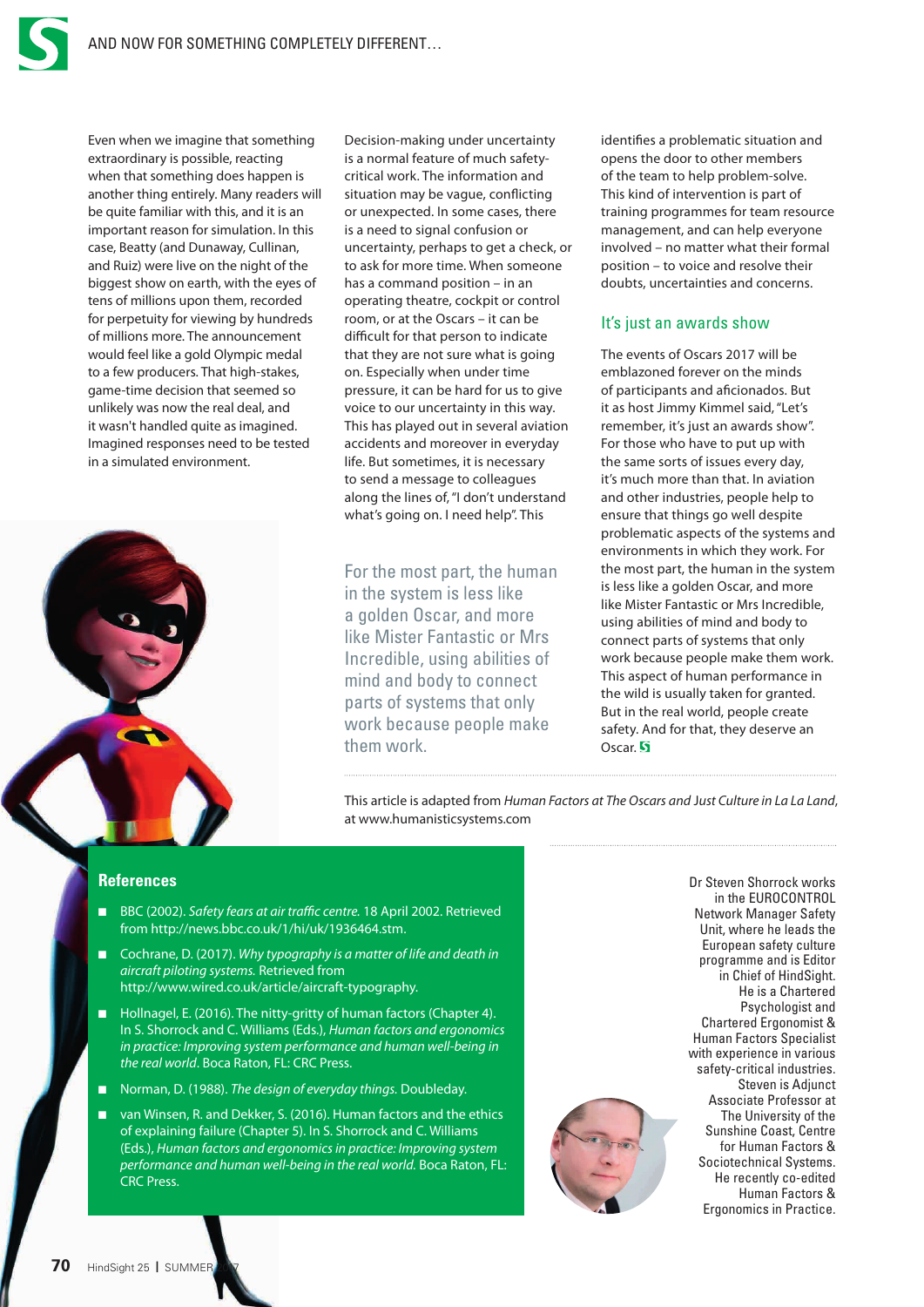Even when we imagine that something extraordinary is possible, reacting when that something does happen is another thing entirely. Many readers will be quite familiar with this, and it is an important reason for simulation. In this case, Beatty (and Dunaway, Cullinan, and Ruiz) were live on the night of the biggest show on earth, with the eyes of tens of millions upon them, recorded for perpetuity for viewing by hundreds of millions more. The announcement would feel like a gold Olympic medal to a few producers. That high-stakes, game-time decision that seemed so unlikely was now the real deal, and it wasn't handled quite as imagined. Imagined responses need to be tested in a simulated environment.

Decision-making under uncertainty is a normal feature of much safety-critical work. The information and situation may be vague, conflicting or unexpected. In some cases, there is a need to signal confusion or uncertainty, perhaps to get a check, or to ask for more time. When someone has a command position – in an operating theatre, cockpit or control room, or at the Oscars – it can be difficult for that person to indicate that they are not sure what is going on. Especially when under time pressure, it can be hard for us to give voice to our uncertainty in this way. This has played out in several aviation accidents and moreover in everyday life. But sometimes, it is necessary to send a message to colleagues along the lines of, "I don't understand what's going on. I need help". This identifies a problematic situation and opens the door to other members of the team to help problem-solve. This kind of intervention is part of training programmes for team resource management, and can help everyone involved – no matter what their formal position – to voice and resolve their doubts, uncertainties and concerns.

> For the most part, the human in the system is less like a golden Oscar, and more like Mister Fantastic or Mrs Incredible, using abilities of mind and body to connect parts of systems that only work because people make them work.

## It's just an awards show

The events of Oscars 2017 will be emblazoned forever on the minds of participants and aficionados. But it as host Jimmy Kimmel said, "Let's remember, it's just an awards show". For those who have to put up with the same sorts of issues every day, it's much more than that. In aviation and other industries, people help to ensure that things go well despite problematic aspects of the systems and environments in which they work. For the most part, the human in the system is less like a golden Oscar, and more like Mister Fantastic or Mrs Incredible, using abilities of mind and body to connect parts of systems that only work because people make them work. This aspect of human performance in the wild is usually taken for granted. But in the real world, people create safety. And for that, they deserve an Oscar.

This article is adapted from *Human Factors at The Oscars and Just Culture in La La Land*, at www.humanisticsystems.com

### References

- BBC (2002). *Safety fears at air traffic centre.* 18 April 2002. Retrieved from http://news.bbc.co.uk/1/hi/uk/1936464.stm.
- Cochrane, D. (2017). *Why typography is a matter of life and death in aircraft piloting systems.* Retrieved from http://www.wired.co.uk/article/aircraft-typography.
- Hollnagel, E. (2016). The nitty-gritty of human factors (Chapter 4). In S. Shorrock and C. Williams (Eds.), *Human factors and ergonomics in practice: Improving system performance and human well-being in the real world*. Boca Raton, FL: CRC Press.
- Norman, D. (1988). *The design of everyday things.* Doubleday.
- van Winsen, R. and Dekker, S. (2016). Human factors and the ethics of explaining failure (Chapter 5). In S. Shorrock and C. Williams (Eds.), *Human factors and ergonomics in practice: Improving system performance and human well-being in the real world.* Boca Raton, FL: CRC Press.

Dr Steven Shorrock works in the EUROCONTROL Network Manager Safety Unit, where he leads the European safety culture programme and is Editor in Chief of HindSight. He is a Chartered Psychologist and Chartered Ergonomist & Human Factors Specialist with experience in various safety-critical industries. Steven is Adjunct Associate Professor at The University of the Sunshine Coast, Centre for Human Factors & Sociotechnical Systems. He recently co-edited Human Factors & Ergonomics in Practice.